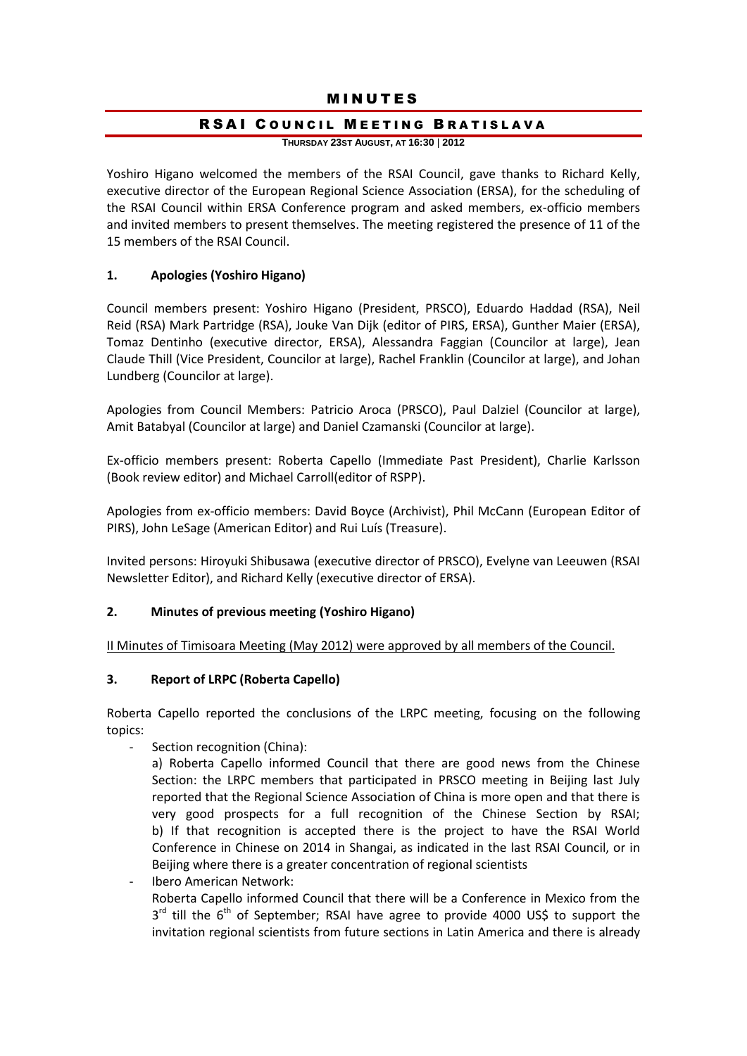# MINUTES

## RSAI COUNCIL MEETING BRATISLAVA

**THURSDAY 23ST AUGUST, AT 16:30 | 2012**

Yoshiro Higano welcomed the members of the RSAI Council, gave thanks to Richard Kelly, executive director of the European Regional Science Association (ERSA), for the scheduling of the RSAI Council within ERSA Conference program and asked members, ex-officio members and invited members to present themselves. The meeting registered the presence of 11 of the 15 members of the RSAI Council.

### 1. Apologies (Yoshiro Higano)

Council members present: Yoshiro Higano (President, PRSCO), Eduardo Haddad (RSA), Neil Reid (RSA) Mark Partridge (RSA), Jouke Van Dijk (editor of PIRS, ERSA), Gunther Maier (ERSA), Tomaz Dentinho (executive director, ERSA), Alessandra Faggian (Councilor at large), Jean Claude Thill (Vice President, Councilor at large), Rachel Franklin (Councilor at large), and Johan Lundberg (Councilor at large).

Apologies from Council Members: Patricio Aroca (PRSCO), Paul Dalziel (Councilor at large), Amit Batabyal (Councilor at large) and Daniel Czamanski (Councilor at large).

Ex-officio members present: Roberta Capello (Immediate Past President), Charlie Karlsson (Book review editor) and Michael Carroll(editor of RSPP).

Apologies from ex-officio members: David Boyce (Archivist), Phil McCann (European Editor of PIRS), John LeSage (American Editor) and Rui Luís (Treasure).

Invited persons: Hiroyuki Shibusawa (executive director of PRSCO), Evelyne van Leeuwen (RSAI Newsletter Editor), and Richard Kelly (executive director of ERSA).

### 2. Minutes of previous meeting (Yoshiro Higano)

<u>II Minutes of Timisoara Meeting (May 2012) were approved by all members of the Council.</u>

### 3. Report of LRPC (Roberta Capello)

Roberta Capello reported the conclusions of the LRPC meeting, focusing on the following topics:

- Section recognition (China):

  a) Roberta Capello informed Council that there are good news from the Chinese Section: the LRPC members that participated in PRSCO meeting in Beijing last July reported that the Regional Science Association of China is more open and that there is very good prospects for a full recognition of the Chinese Section by RSAI;
  b) If that recognition is accepted there is the project to have the RSAI World Conference in Chinese on 2014 in Shangai, as indicated in the last RSAI Council, or in Beijing where there is a greater concentration of regional scientists

- Ibero American Network:

  Roberta Capello informed Council that there will be a Conference in Mexico from the 3rd till the 6th of September; RSAI have agree to provide 4000 US$ to support the invitation regional scientists from future sections in Latin America and there is already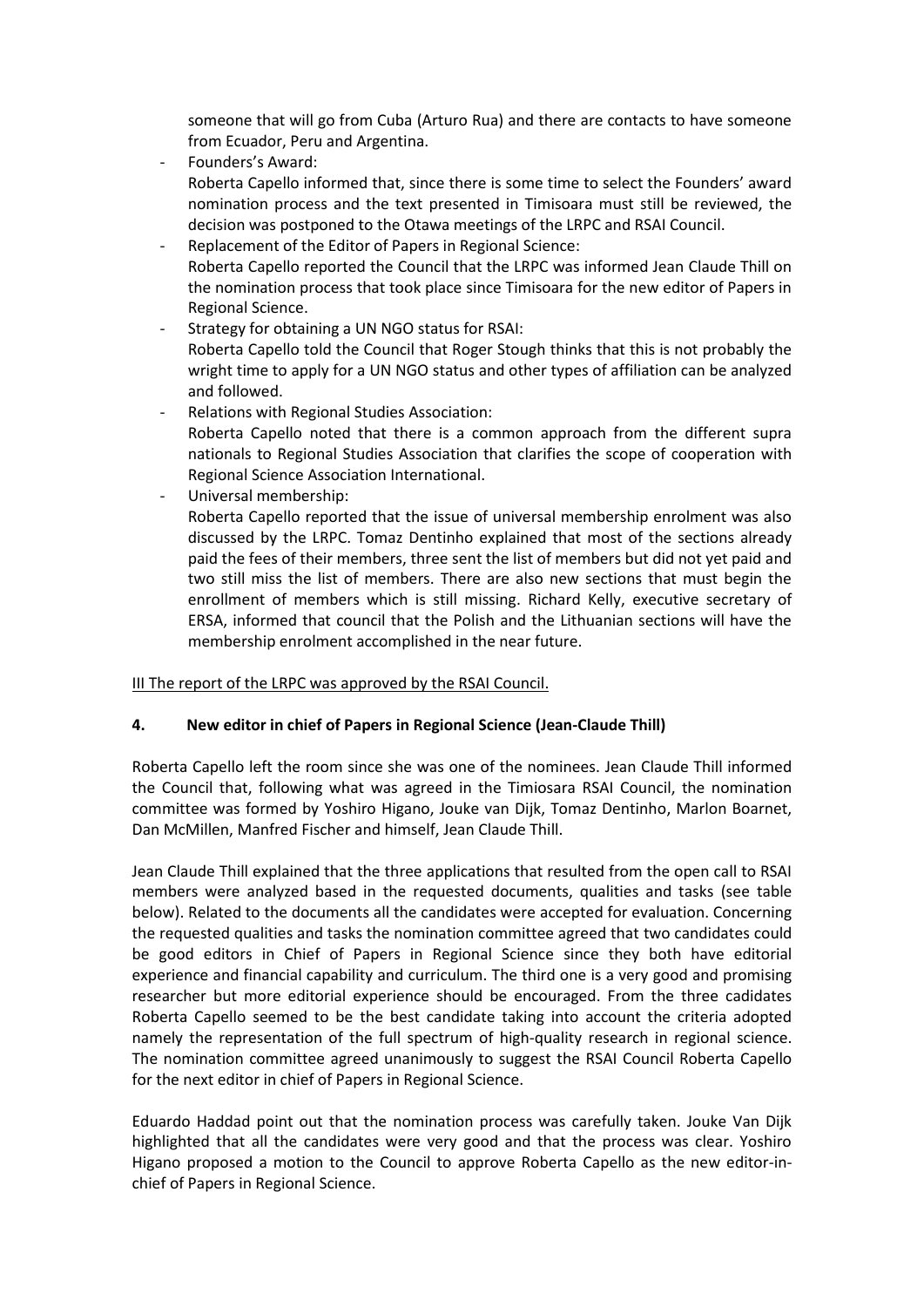someone that will go from Cuba (Arturo Rua) and there are contacts to have someone from Ecuador, Peru and Argentina.

- Founders's Award:
  Roberta Capello informed that, since there is some time to select the Founders' award nomination process and the text presented in Timisoara must still be reviewed, the decision was postponed to the Otawa meetings of the LRPC and RSAI Council.
- Replacement of the Editor of Papers in Regional Science:
  Roberta Capello reported the Council that the LRPC was informed Jean Claude Thill on the nomination process that took place since Timisoara for the new editor of Papers in Regional Science.
- Strategy for obtaining a UN NGO status for RSAI:
  Roberta Capello told the Council that Roger Stough thinks that this is not probably the wright time to apply for a UN NGO status and other types of affiliation can be analyzed and followed.
- Relations with Regional Studies Association:
  Roberta Capello noted that there is a common approach from the different supra nationals to Regional Studies Association that clarifies the scope of cooperation with Regional Science Association International.
- Universal membership:
  Roberta Capello reported that the issue of universal membership enrolment was also discussed by the LRPC. Tomaz Dentinho explained that most of the sections already paid the fees of their members, three sent the list of members but did not yet paid and two still miss the list of members. There are also new sections that must begin the enrollment of members which is still missing. Richard Kelly, executive secretary of ERSA, informed that council that the Polish and the Lithuanian sections will have the membership enrolment accomplished in the near future.

III The report of the LRPC was approved by the RSAI Council.

## 4. New editor in chief of Papers in Regional Science (Jean-Claude Thill)

Roberta Capello left the room since she was one of the nominees. Jean Claude Thill informed the Council that, following what was agreed in the Timiosara RSAI Council, the nomination committee was formed by Yoshiro Higano, Jouke van Dijk, Tomaz Dentinho, Marlon Boarnet, Dan McMillen, Manfred Fischer and himself, Jean Claude Thill.

Jean Claude Thill explained that the three applications that resulted from the open call to RSAI members were analyzed based in the requested documents, qualities and tasks (see table below). Related to the documents all the candidates were accepted for evaluation. Concerning the requested qualities and tasks the nomination committee agreed that two candidates could be good editors in Chief of Papers in Regional Science since they both have editorial experience and financial capability and curriculum. The third one is a very good and promising researcher but more editorial experience should be encouraged. From the three cadidates Roberta Capello seemed to be the best candidate taking into account the criteria adopted namely the representation of the full spectrum of high-quality research in regional science. The nomination committee agreed unanimously to suggest the RSAI Council Roberta Capello for the next editor in chief of Papers in Regional Science.

Eduardo Haddad point out that the nomination process was carefully taken. Jouke Van Dijk highlighted that all the candidates were very good and that the process was clear. Yoshiro Higano proposed a motion to the Council to approve Roberta Capello as the new editor-in-chief of Papers in Regional Science.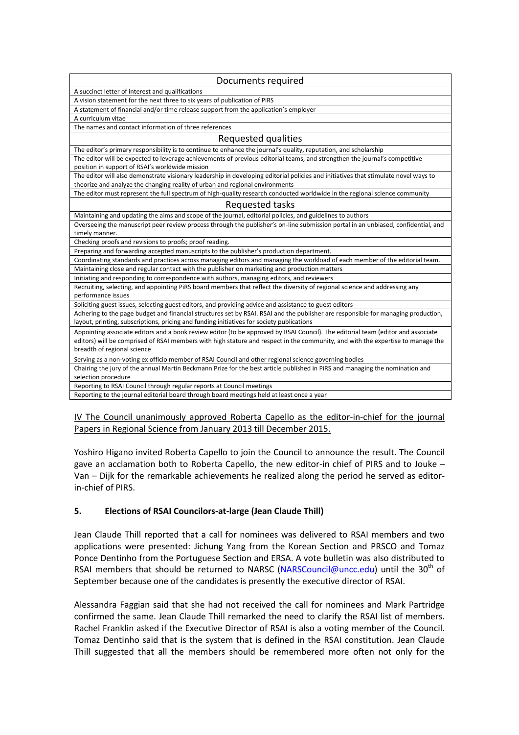| Documents required |
| --- |
| A succinct letter of interest and qualifications |
| A vision statement for the next three to six years of publication of PiRS |
| A statement of financial and/or time release support from the application's employer |
| A curriculum vitae |
| The names and contact information of three references |
| **Requested qualities** |
| The editor's primary responsibility is to continue to enhance the journal's quality, reputation, and scholarship |
| The editor will be expected to leverage achievements of previous editorial teams, and strengthen the journal's competitive position in support of RSAI's worldwide mission |
| The editor will also demonstrate visionary leadership in developing editorial policies and initiatives that stimulate novel ways to theorize and analyze the changing reality of urban and regional environments |
| The editor must represent the full spectrum of high-quality research conducted worldwide in the regional science community |
| **Requested tasks** |
| Maintaining and updating the aims and scope of the journal, editorial policies, and guidelines to authors |
| Overseeing the manuscript peer review process through the publisher's on-line submission portal in an unbiased, confidential, and timely manner. |
| Checking proofs and revisions to proofs; proof reading. |
| Preparing and forwarding accepted manuscripts to the publisher's production department. |
| Coordinating standards and practices across managing editors and managing the workload of each member of the editorial team. |
| Maintaining close and regular contact with the publisher on marketing and production matters |
| Initiating and responding to correspondence with authors, managing editors, and reviewers |
| Recruiting, selecting, and appointing PiRS board members that reflect the diversity of regional science and addressing any performance issues |
| Soliciting guest issues, selecting guest editors, and providing advice and assistance to guest editors |
| Adhering to the page budget and financial structures set by RSAI. RSAI and the publisher are responsible for managing production, layout, printing, subscriptions, pricing and funding initiatives for society publications |
| Appointing associate editors and a book review editor (to be approved by RSAI Council). The editorial team (editor and associate editors) will be comprised of RSAI members with high stature and respect in the community, and with the expertise to manage the breadth of regional science |
| Serving as a non-voting ex officio member of RSAI Council and other regional science governing bodies |
| Chairing the jury of the annual Martin Beckmann Prize for the best article published in PiRS and managing the nomination and selection procedure |
| Reporting to RSAI Council through regular reports at Council meetings |
| Reporting to the journal editorial board through board meetings held at least once a year |

IV The Council unanimously approved Roberta Capello as the editor-in-chief for the journal Papers in Regional Science from January 2013 till December 2015.

Yoshiro Higano invited Roberta Capello to join the Council to announce the result. The Council gave an acclamation both to Roberta Capello, the new editor-in chief of PIRS and to Jouke – Van – Dijk for the remarkable achievements he realized along the period he served as editor-in-chief of PIRS.

## 5. Elections of RSAI Councilors-at-large (Jean Claude Thill)

Jean Claude Thill reported that a call for nominees was delivered to RSAI members and two applications were presented: Jichung Yang from the Korean Section and PRSCO and Tomaz Ponce Dentinho from the Portuguese Section and ERSA. A vote bulletin was also distributed to RSAI members that should be returned to NARSC (NARSCouncil@uncc.edu) until the 30th of September because one of the candidates is presently the executive director of RSAI.

Alessandra Faggian said that she had not received the call for nominees and Mark Partridge confirmed the same. Jean Claude Thill remarked the need to clarify the RSAI list of members. Rachel Franklin asked if the Executive Director of RSAI is also a voting member of the Council. Tomaz Dentinho said that is the system that is defined in the RSAI constitution. Jean Claude Thill suggested that all the members should be remembered more often not only for the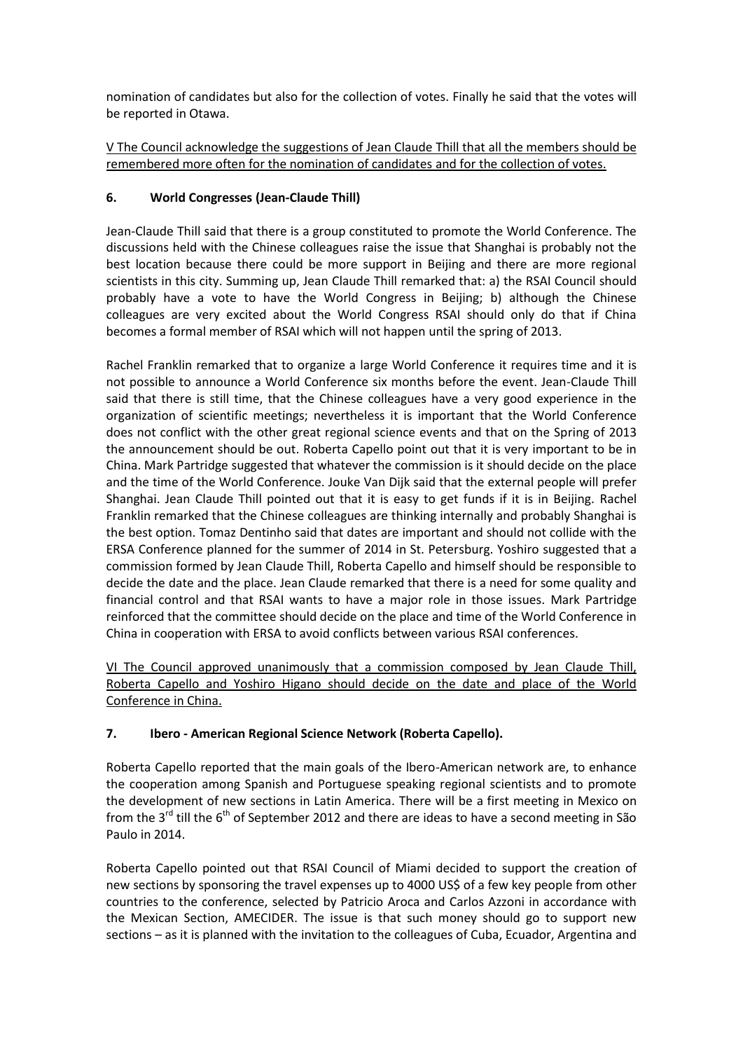nomination of candidates but also for the collection of votes. Finally he said that the votes will be reported in Otawa.

<u>V The Council acknowledge the suggestions of Jean Claude Thill that all the members should be remembered more often for the nomination of candidates and for the collection of votes.</u>

## 6. World Congresses (Jean-Claude Thill)

Jean-Claude Thill said that there is a group constituted to promote the World Conference. The discussions held with the Chinese colleagues raise the issue that Shanghai is probably not the best location because there could be more support in Beijing and there are more regional scientists in this city. Summing up, Jean Claude Thill remarked that: a) the RSAI Council should probably have a vote to have the World Congress in Beijing; b) although the Chinese colleagues are very excited about the World Congress RSAI should only do that if China becomes a formal member of RSAI which will not happen until the spring of 2013.

Rachel Franklin remarked that to organize a large World Conference it requires time and it is not possible to announce a World Conference six months before the event. Jean-Claude Thill said that there is still time, that the Chinese colleagues have a very good experience in the organization of scientific meetings; nevertheless it is important that the World Conference does not conflict with the other great regional science events and that on the Spring of 2013 the announcement should be out. Roberta Capello point out that it is very important to be in China. Mark Partridge suggested that whatever the commission is it should decide on the place and the time of the World Conference. Jouke Van Dijk said that the external people will prefer Shanghai. Jean Claude Thill pointed out that it is easy to get funds if it is in Beijing. Rachel Franklin remarked that the Chinese colleagues are thinking internally and probably Shanghai is the best option. Tomaz Dentinho said that dates are important and should not collide with the ERSA Conference planned for the summer of 2014 in St. Petersburg. Yoshiro suggested that a commission formed by Jean Claude Thill, Roberta Capello and himself should be responsible to decide the date and the place. Jean Claude remarked that there is a need for some quality and financial control and that RSAI wants to have a major role in those issues. Mark Partridge reinforced that the committee should decide on the place and time of the World Conference in China in cooperation with ERSA to avoid conflicts between various RSAI conferences.

<u>VI The Council approved unanimously that a commission composed by Jean Claude Thill, Roberta Capello and Yoshiro Higano should decide on the date and place of the World Conference in China.</u>

## 7. Ibero - American Regional Science Network (Roberta Capello).

Roberta Capello reported that the main goals of the Ibero-American network are, to enhance the cooperation among Spanish and Portuguese speaking regional scientists and to promote the development of new sections in Latin America. There will be a first meeting in Mexico on from the 3rd till the 6th of September 2012 and there are ideas to have a second meeting in São Paulo in 2014.

Roberta Capello pointed out that RSAI Council of Miami decided to support the creation of new sections by sponsoring the travel expenses up to 4000 US$ of a few key people from other countries to the conference, selected by Patricio Aroca and Carlos Azzoni in accordance with the Mexican Section, AMECIDER. The issue is that such money should go to support new sections – as it is planned with the invitation to the colleagues of Cuba, Ecuador, Argentina and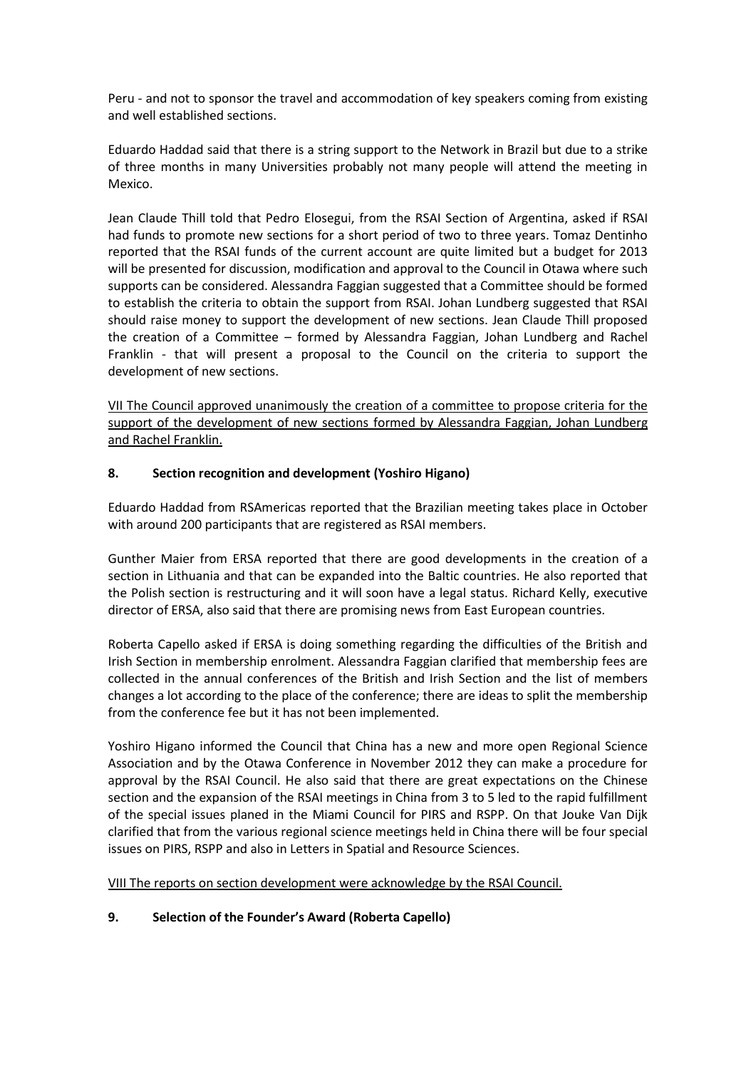Peru - and not to sponsor the travel and accommodation of key speakers coming from existing and well established sections.

Eduardo Haddad said that there is a string support to the Network in Brazil but due to a strike of three months in many Universities probably not many people will attend the meeting in Mexico.

Jean Claude Thill told that Pedro Elosegui, from the RSAI Section of Argentina, asked if RSAI had funds to promote new sections for a short period of two to three years. Tomaz Dentinho reported that the RSAI funds of the current account are quite limited but a budget for 2013 will be presented for discussion, modification and approval to the Council in Otawa where such supports can be considered. Alessandra Faggian suggested that a Committee should be formed to establish the criteria to obtain the support from RSAI. Johan Lundberg suggested that RSAI should raise money to support the development of new sections. Jean Claude Thill proposed the creation of a Committee – formed by Alessandra Faggian, Johan Lundberg and Rachel Franklin - that will present a proposal to the Council on the criteria to support the development of new sections.

VII The Council approved unanimously the creation of a committee to propose criteria for the support of the development of new sections formed by Alessandra Faggian, Johan Lundberg and Rachel Franklin.

## 8. Section recognition and development (Yoshiro Higano)

Eduardo Haddad from RSAmericas reported that the Brazilian meeting takes place in October with around 200 participants that are registered as RSAI members.

Gunther Maier from ERSA reported that there are good developments in the creation of a section in Lithuania and that can be expanded into the Baltic countries. He also reported that the Polish section is restructuring and it will soon have a legal status. Richard Kelly, executive director of ERSA, also said that there are promising news from East European countries.

Roberta Capello asked if ERSA is doing something regarding the difficulties of the British and Irish Section in membership enrolment. Alessandra Faggian clarified that membership fees are collected in the annual conferences of the British and Irish Section and the list of members changes a lot according to the place of the conference; there are ideas to split the membership from the conference fee but it has not been implemented.

Yoshiro Higano informed the Council that China has a new and more open Regional Science Association and by the Otawa Conference in November 2012 they can make a procedure for approval by the RSAI Council. He also said that there are great expectations on the Chinese section and the expansion of the RSAI meetings in China from 3 to 5 led to the rapid fulfillment of the special issues planed in the Miami Council for PIRS and RSPP. On that Jouke Van Dijk clarified that from the various regional science meetings held in China there will be four special issues on PIRS, RSPP and also in Letters in Spatial and Resource Sciences.

VIII The reports on section development were acknowledge by the RSAI Council.

## 9. Selection of the Founder's Award (Roberta Capello)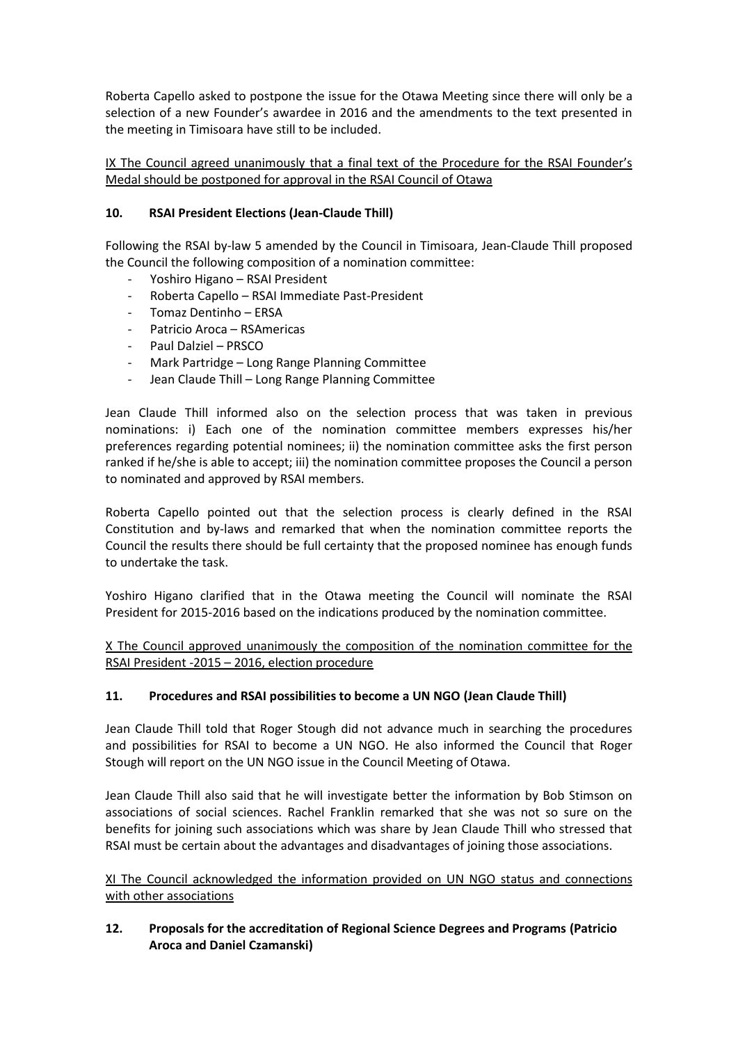Roberta Capello asked to postpone the issue for the Otawa Meeting since there will only be a selection of a new Founder's awardee in 2016 and the amendments to the text presented in the meeting in Timisoara have still to be included.

<u>IX The Council agreed unanimously that a final text of the Procedure for the RSAI Founder's Medal should be postponed for approval in the RSAI Council of Otawa</u>

## 10. RSAI President Elections (Jean-Claude Thill)

Following the RSAI by-law 5 amended by the Council in Timisoara, Jean-Claude Thill proposed the Council the following composition of a nomination committee:

- Yoshiro Higano – RSAI President
- Roberta Capello – RSAI Immediate Past-President
- Tomaz Dentinho – ERSA
- Patricio Aroca – RSAmericas
- Paul Dalziel – PRSCO
- Mark Partridge – Long Range Planning Committee
- Jean Claude Thill – Long Range Planning Committee

Jean Claude Thill informed also on the selection process that was taken in previous nominations: i) Each one of the nomination committee members expresses his/her preferences regarding potential nominees; ii) the nomination committee asks the first person ranked if he/she is able to accept; iii) the nomination committee proposes the Council a person to nominated and approved by RSAI members.

Roberta Capello pointed out that the selection process is clearly defined in the RSAI Constitution and by-laws and remarked that when the nomination committee reports the Council the results there should be full certainty that the proposed nominee has enough funds to undertake the task.

Yoshiro Higano clarified that in the Otawa meeting the Council will nominate the RSAI President for 2015-2016 based on the indications produced by the nomination committee.

<u>X The Council approved unanimously the composition of the nomination committee for the RSAI President -2015 – 2016, election procedure</u>

## 11. Procedures and RSAI possibilities to become a UN NGO (Jean Claude Thill)

Jean Claude Thill told that Roger Stough did not advance much in searching the procedures and possibilities for RSAI to become a UN NGO. He also informed the Council that Roger Stough will report on the UN NGO issue in the Council Meeting of Otawa.

Jean Claude Thill also said that he will investigate better the information by Bob Stimson on associations of social sciences. Rachel Franklin remarked that she was not so sure on the benefits for joining such associations which was share by Jean Claude Thill who stressed that RSAI must be certain about the advantages and disadvantages of joining those associations.

<u>XI The Council acknowledged the information provided on UN NGO status and connections with other associations</u>

## 12. Proposals for the accreditation of Regional Science Degrees and Programs (Patricio Aroca and Daniel Czamanski)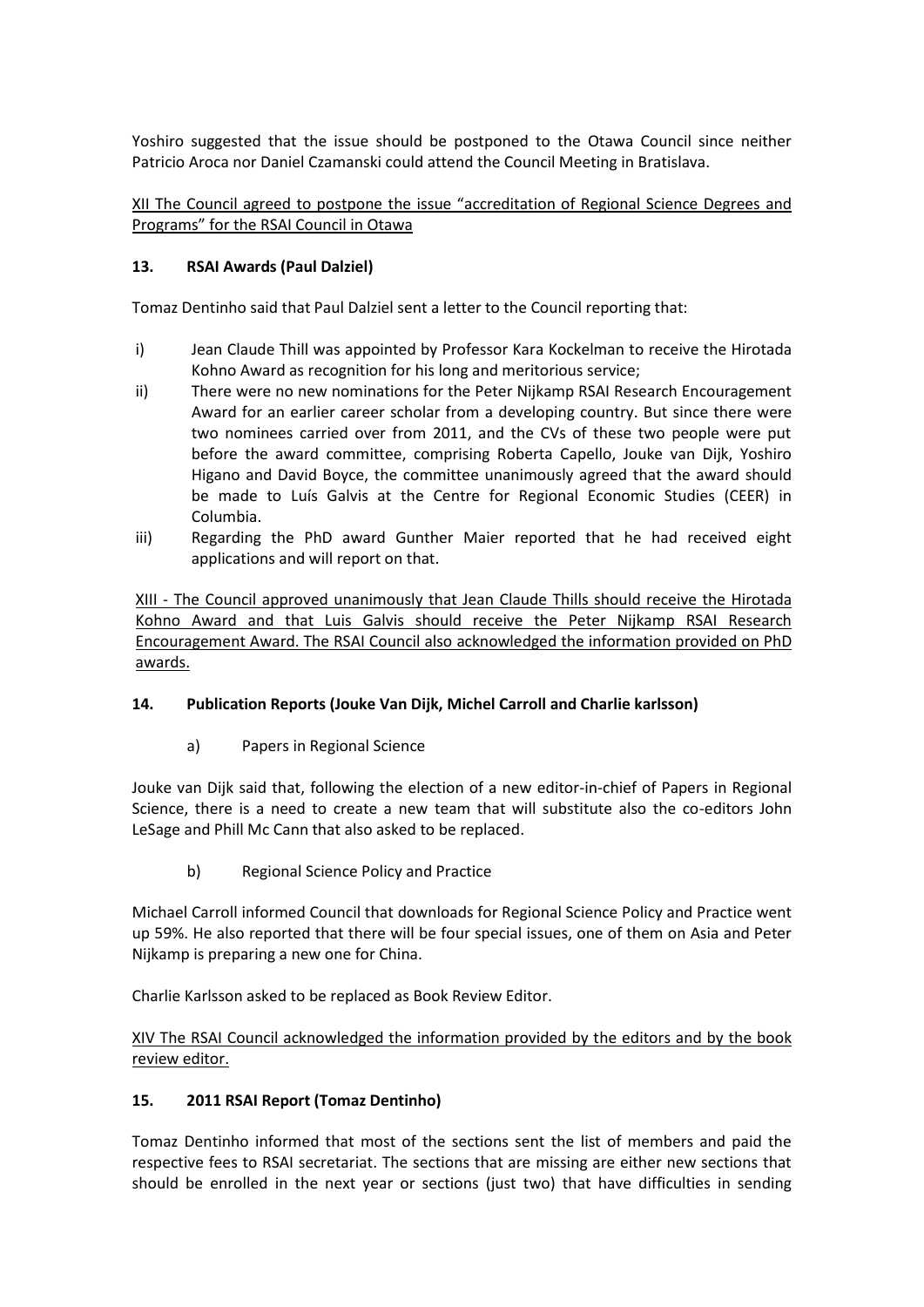Yoshiro suggested that the issue should be postponed to the Otawa Council since neither Patricio Aroca nor Daniel Czamanski could attend the Council Meeting in Bratislava.

<u>XII The Council agreed to postpone the issue “accreditation of Regional Science Degrees and Programs” for the RSAI Council in Otawa</u>

### 13. RSAI Awards (Paul Dalziel)

Tomaz Dentinho said that Paul Dalziel sent a letter to the Council reporting that:

i) Jean Claude Thill was appointed by Professor Kara Kockelman to receive the Hirotada Kohno Award as recognition for his long and meritorious service;

ii) There were no new nominations for the Peter Nijkamp RSAI Research Encouragement Award for an earlier career scholar from a developing country. But since there were two nominees carried over from 2011, and the CVs of these two people were put before the award committee, comprising Roberta Capello, Jouke van Dijk, Yoshiro Higano and David Boyce, the committee unanimously agreed that the award should be made to Luís Galvis at the Centre for Regional Economic Studies (CEER) in Columbia.

iii) Regarding the PhD award Gunther Maier reported that he had received eight applications and will report on that.

<u>XIII - The Council approved unanimously that Jean Claude Thills should receive the Hirotada Kohno Award and that Luis Galvis should receive the Peter Nijkamp RSAI Research Encouragement Award. The RSAI Council also acknowledged the information provided on PhD awards.</u>

### 14. Publication Reports (Jouke Van Dijk, Michel Carroll and Charlie karlsson)

a) Papers in Regional Science

Jouke van Dijk said that, following the election of a new editor-in-chief of Papers in Regional Science, there is a need to create a new team that will substitute also the co-editors John LeSage and Phill Mc Cann that also asked to be replaced.

b) Regional Science Policy and Practice

Michael Carroll informed Council that downloads for Regional Science Policy and Practice went up 59%. He also reported that there will be four special issues, one of them on Asia and Peter Nijkamp is preparing a new one for China.

Charlie Karlsson asked to be replaced as Book Review Editor.

<u>XIV The RSAI Council acknowledged the information provided by the editors and by the book review editor.</u>

### 15. 2011 RSAI Report (Tomaz Dentinho)

Tomaz Dentinho informed that most of the sections sent the list of members and paid the respective fees to RSAI secretariat. The sections that are missing are either new sections that should be enrolled in the next year or sections (just two) that have difficulties in sending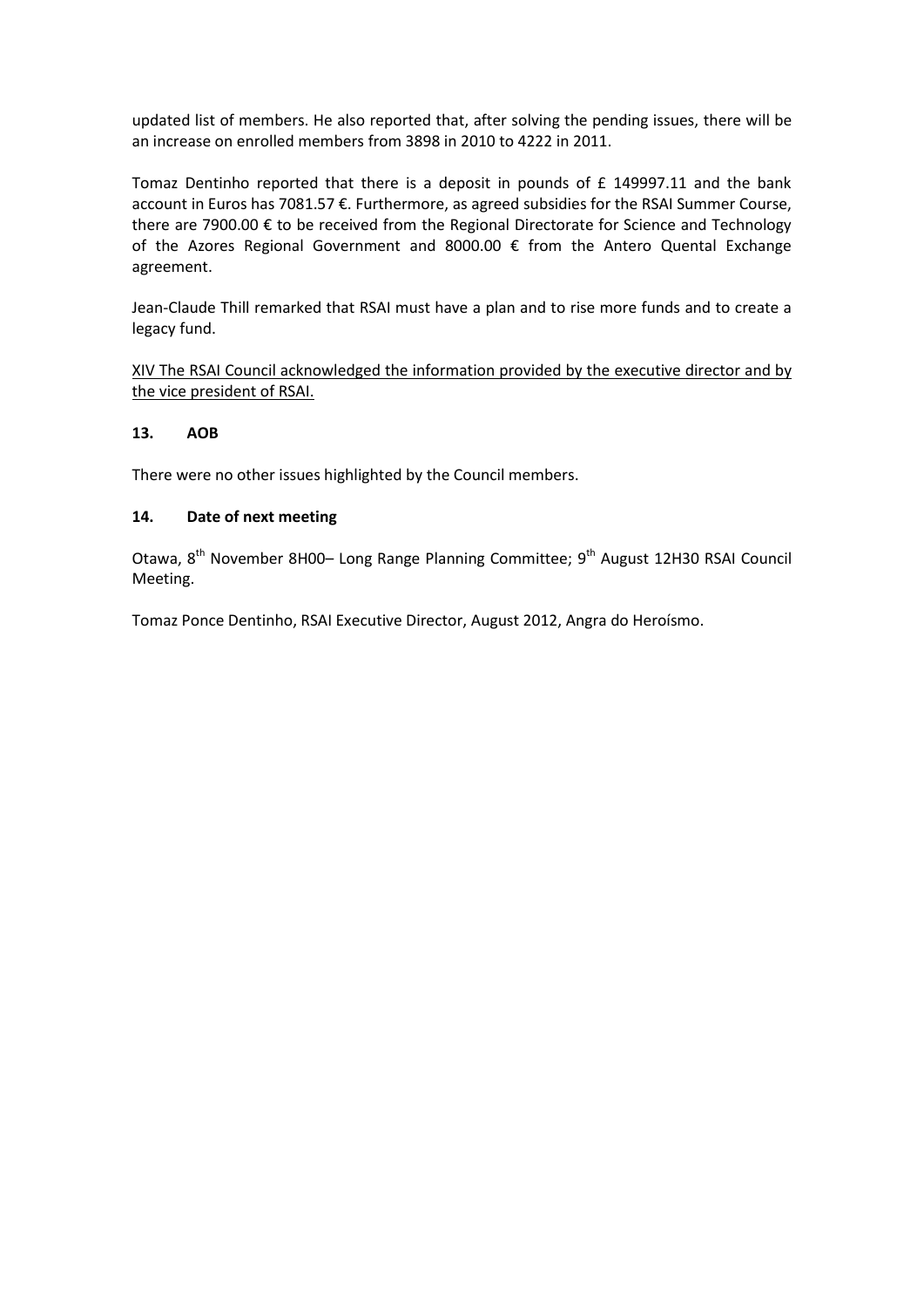updated list of members. He also reported that, after solving the pending issues, there will be an increase on enrolled members from 3898 in 2010 to 4222 in 2011.

Tomaz Dentinho reported that there is a deposit in pounds of £ 149997.11 and the bank account in Euros has 7081.57 €. Furthermore, as agreed subsidies for the RSAI Summer Course, there are 7900.00 € to be received from the Regional Directorate for Science and Technology of the Azores Regional Government and 8000.00 € from the Antero Quental Exchange agreement.

Jean-Claude Thill remarked that RSAI must have a plan and to rise more funds and to create a legacy fund.

<u>XIV The RSAI Council acknowledged the information provided by the executive director and by the vice president of RSAI.</u>

**13. AOB**

There were no other issues highlighted by the Council members.

**14. Date of next meeting**

Otawa, 8th November 8H00– Long Range Planning Committee; 9th August 12H30 RSAI Council Meeting.

Tomaz Ponce Dentinho, RSAI Executive Director, August 2012, Angra do Heroísmo.